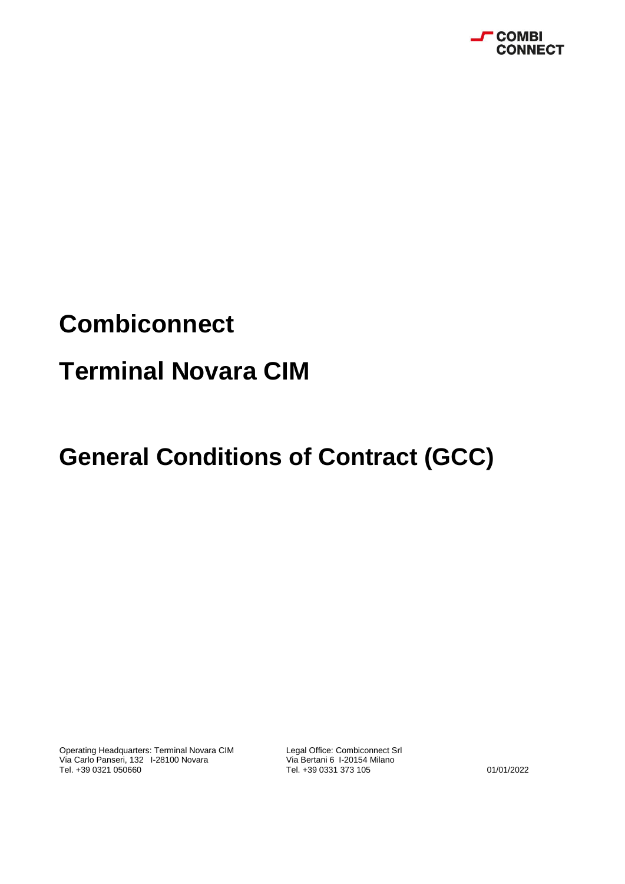# Combiconnect

# Terminal Novara CIM

# General Conditions of Contract (GCC)

Operating Headquarters: Terminal Novara CIM
Via Carlo Panseri, 132 I-28100 Novara
Tel. +39 0321 050660

Legal Office: Combiconnect Srl
Via Bertani 6 I-20154 Milano
Tel. +39 0331 373 105

01/01/2022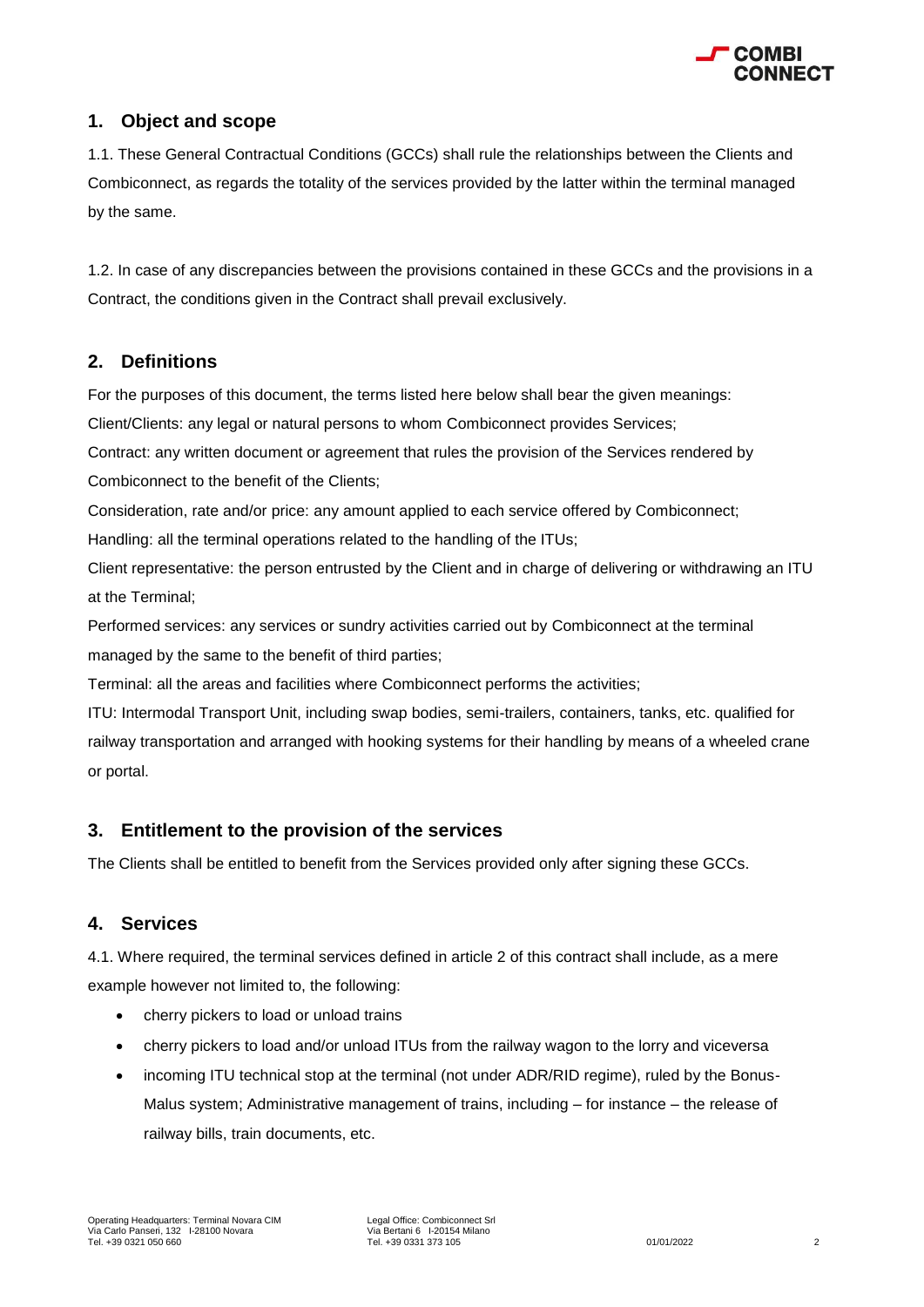## 1. Object and scope

1.1. These General Contractual Conditions (GCCs) shall rule the relationships between the Clients and Combiconnect, as regards the totality of the services provided by the latter within the terminal managed by the same.

1.2. In case of any discrepancies between the provisions contained in these GCCs and the provisions in a Contract, the conditions given in the Contract shall prevail exclusively.

## 2. Definitions

For the purposes of this document, the terms listed here below shall bear the given meanings:

Client/Clients: any legal or natural persons to whom Combiconnect provides Services;

Contract: any written document or agreement that rules the provision of the Services rendered by Combiconnect to the benefit of the Clients;

Consideration, rate and/or price: any amount applied to each service offered by Combiconnect;

Handling: all the terminal operations related to the handling of the ITUs;

Client representative: the person entrusted by the Client and in charge of delivering or withdrawing an ITU at the Terminal;

Performed services: any services or sundry activities carried out by Combiconnect at the terminal managed by the same to the benefit of third parties;

Terminal: all the areas and facilities where Combiconnect performs the activities;

ITU: Intermodal Transport Unit, including swap bodies, semi-trailers, containers, tanks, etc. qualified for railway transportation and arranged with hooking systems for their handling by means of a wheeled crane or portal.

## 3. Entitlement to the provision of the services

The Clients shall be entitled to benefit from the Services provided only after signing these GCCs.

## 4. Services

4.1. Where required, the terminal services defined in article 2 of this contract shall include, as a mere example however not limited to, the following:

- cherry pickers to load or unload trains
- cherry pickers to load and/or unload ITUs from the railway wagon to the lorry and viceversa
- incoming ITU technical stop at the terminal (not under ADR/RID regime), ruled by the Bonus-Malus system; Administrative management of trains, including – for instance – the release of railway bills, train documents, etc.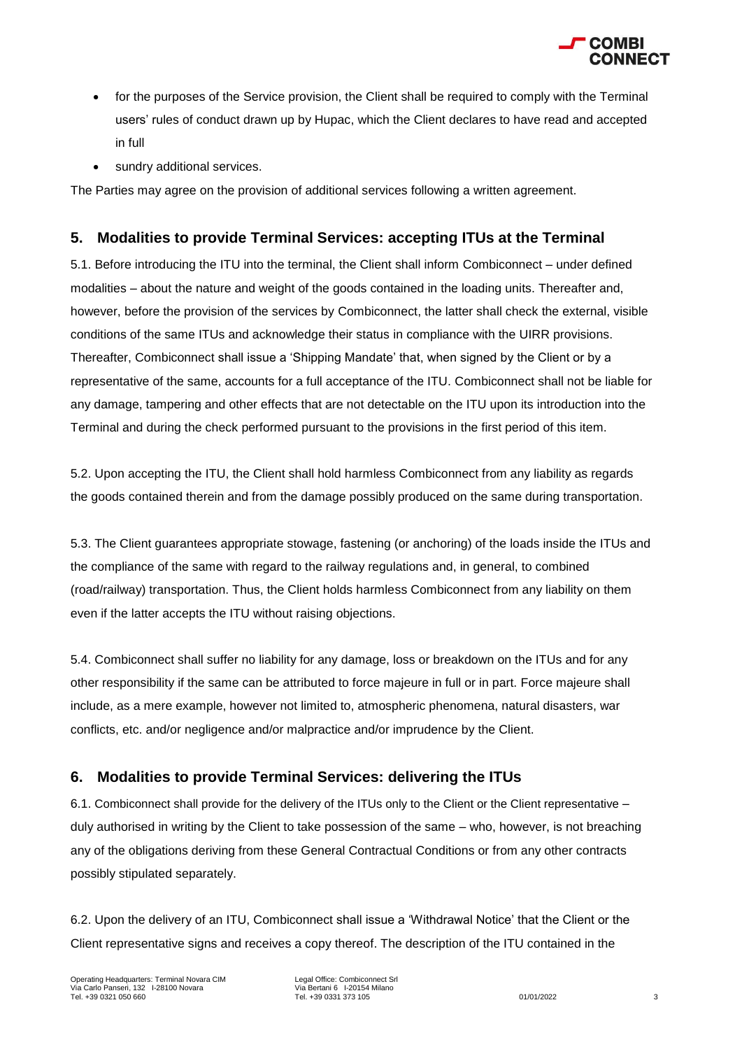- for the purposes of the Service provision, the Client shall be required to comply with the Terminal users' rules of conduct drawn up by Hupac, which the Client declares to have read and accepted in full
- sundry additional services.

The Parties may agree on the provision of additional services following a written agreement.

## 5. Modalities to provide Terminal Services: accepting ITUs at the Terminal

5.1. Before introducing the ITU into the terminal, the Client shall inform Combiconnect – under defined modalities – about the nature and weight of the goods contained in the loading units. Thereafter and, however, before the provision of the services by Combiconnect, the latter shall check the external, visible conditions of the same ITUs and acknowledge their status in compliance with the UIRR provisions. Thereafter, Combiconnect shall issue a 'Shipping Mandate' that, when signed by the Client or by a representative of the same, accounts for a full acceptance of the ITU. Combiconnect shall not be liable for any damage, tampering and other effects that are not detectable on the ITU upon its introduction into the Terminal and during the check performed pursuant to the provisions in the first period of this item.

5.2. Upon accepting the ITU, the Client shall hold harmless Combiconnect from any liability as regards the goods contained therein and from the damage possibly produced on the same during transportation.

5.3. The Client guarantees appropriate stowage, fastening (or anchoring) of the loads inside the ITUs and the compliance of the same with regard to the railway regulations and, in general, to combined (road/railway) transportation. Thus, the Client holds harmless Combiconnect from any liability on them even if the latter accepts the ITU without raising objections.

5.4. Combiconnect shall suffer no liability for any damage, loss or breakdown on the ITUs and for any other responsibility if the same can be attributed to force majeure in full or in part. Force majeure shall include, as a mere example, however not limited to, atmospheric phenomena, natural disasters, war conflicts, etc. and/or negligence and/or malpractice and/or imprudence by the Client.

## 6. Modalities to provide Terminal Services: delivering the ITUs

6.1. Combiconnect shall provide for the delivery of the ITUs only to the Client or the Client representative – duly authorised in writing by the Client to take possession of the same – who, however, is not breaching any of the obligations deriving from these General Contractual Conditions or from any other contracts possibly stipulated separately.

6.2. Upon the delivery of an ITU, Combiconnect shall issue a 'Withdrawal Notice' that the Client or the Client representative signs and receives a copy thereof. The description of the ITU contained in the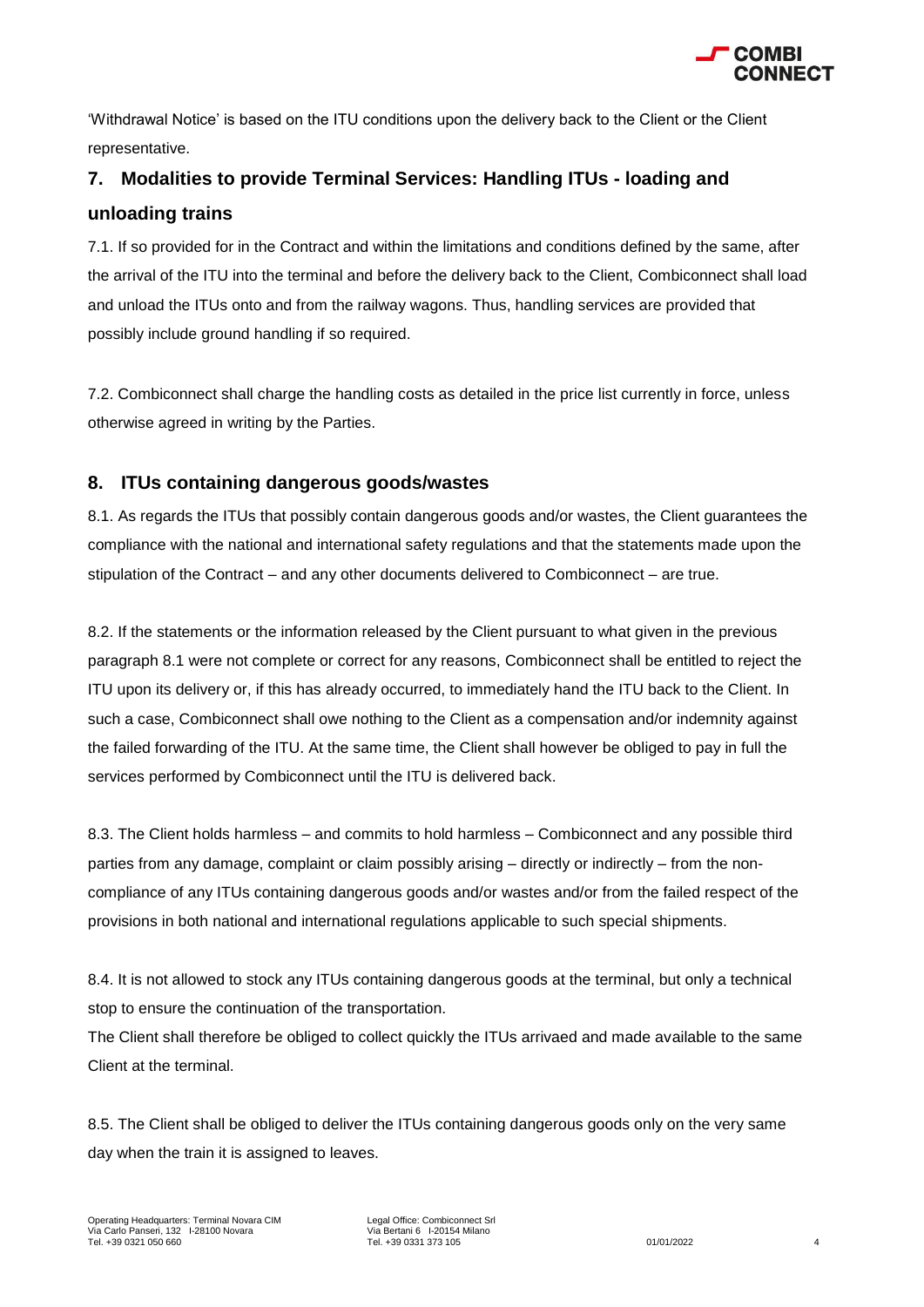'Withdrawal Notice' is based on the ITU conditions upon the delivery back to the Client or the Client representative.

## 7. Modalities to provide Terminal Services: Handling ITUs - loading and unloading trains

7.1. If so provided for in the Contract and within the limitations and conditions defined by the same, after the arrival of the ITU into the terminal and before the delivery back to the Client, Combiconnect shall load and unload the ITUs onto and from the railway wagons. Thus, handling services are provided that possibly include ground handling if so required.

7.2. Combiconnect shall charge the handling costs as detailed in the price list currently in force, unless otherwise agreed in writing by the Parties.

## 8. ITUs containing dangerous goods/wastes

8.1. As regards the ITUs that possibly contain dangerous goods and/or wastes, the Client guarantees the compliance with the national and international safety regulations and that the statements made upon the stipulation of the Contract – and any other documents delivered to Combiconnect – are true.

8.2. If the statements or the information released by the Client pursuant to what given in the previous paragraph 8.1 were not complete or correct for any reasons, Combiconnect shall be entitled to reject the ITU upon its delivery or, if this has already occurred, to immediately hand the ITU back to the Client. In such a case, Combiconnect shall owe nothing to the Client as a compensation and/or indemnity against the failed forwarding of the ITU. At the same time, the Client shall however be obliged to pay in full the services performed by Combiconnect until the ITU is delivered back.

8.3. The Client holds harmless – and commits to hold harmless – Combiconnect and any possible third parties from any damage, complaint or claim possibly arising – directly or indirectly – from the non-compliance of any ITUs containing dangerous goods and/or wastes and/or from the failed respect of the provisions in both national and international regulations applicable to such special shipments.

8.4. It is not allowed to stock any ITUs containing dangerous goods at the terminal, but only a technical stop to ensure the continuation of the transportation.
The Client shall therefore be obliged to collect quickly the ITUs arrivaed and made available to the same Client at the terminal.

8.5. The Client shall be obliged to deliver the ITUs containing dangerous goods only on the very same day when the train it is assigned to leaves.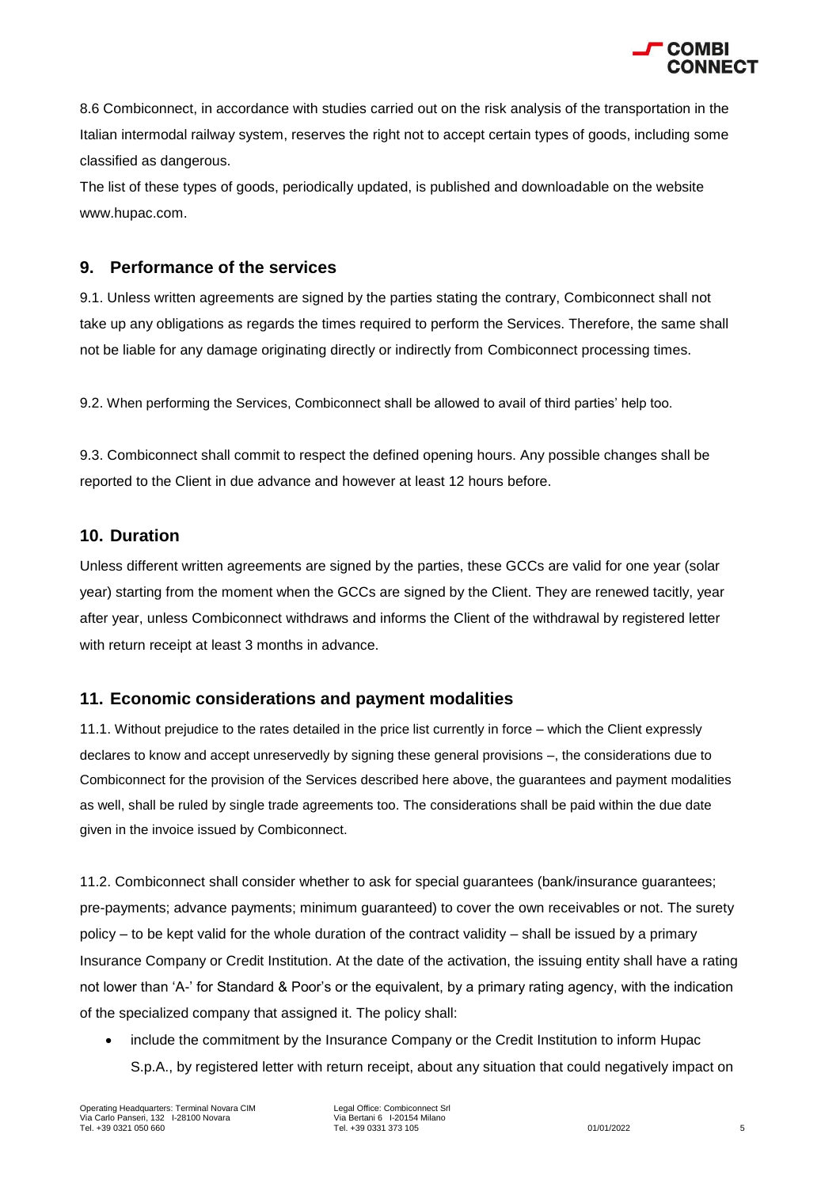8.6 Combiconnect, in accordance with studies carried out on the risk analysis of the transportation in the Italian intermodal railway system, reserves the right not to accept certain types of goods, including some classified as dangerous.

The list of these types of goods, periodically updated, is published and downloadable on the website www.hupac.com.

## 9. Performance of the services

9.1. Unless written agreements are signed by the parties stating the contrary, Combiconnect shall not take up any obligations as regards the times required to perform the Services. Therefore, the same shall not be liable for any damage originating directly or indirectly from Combiconnect processing times.

9.2. When performing the Services, Combiconnect shall be allowed to avail of third parties' help too.

9.3. Combiconnect shall commit to respect the defined opening hours. Any possible changes shall be reported to the Client in due advance and however at least 12 hours before.

## 10. Duration

Unless different written agreements are signed by the parties, these GCCs are valid for one year (solar year) starting from the moment when the GCCs are signed by the Client. They are renewed tacitly, year after year, unless Combiconnect withdraws and informs the Client of the withdrawal by registered letter with return receipt at least 3 months in advance.

## 11. Economic considerations and payment modalities

11.1. Without prejudice to the rates detailed in the price list currently in force – which the Client expressly declares to know and accept unreservedly by signing these general provisions –, the considerations due to Combiconnect for the provision of the Services described here above, the guarantees and payment modalities as well, shall be ruled by single trade agreements too. The considerations shall be paid within the due date given in the invoice issued by Combiconnect.

11.2. Combiconnect shall consider whether to ask for special guarantees (bank/insurance guarantees; pre-payments; advance payments; minimum guaranteed) to cover the own receivables or not. The surety policy – to be kept valid for the whole duration of the contract validity – shall be issued by a primary Insurance Company or Credit Institution. At the date of the activation, the issuing entity shall have a rating not lower than 'A-' for Standard & Poor's or the equivalent, by a primary rating agency, with the indication of the specialized company that assigned it. The policy shall:

- include the commitment by the Insurance Company or the Credit Institution to inform Hupac S.p.A., by registered letter with return receipt, about any situation that could negatively impact on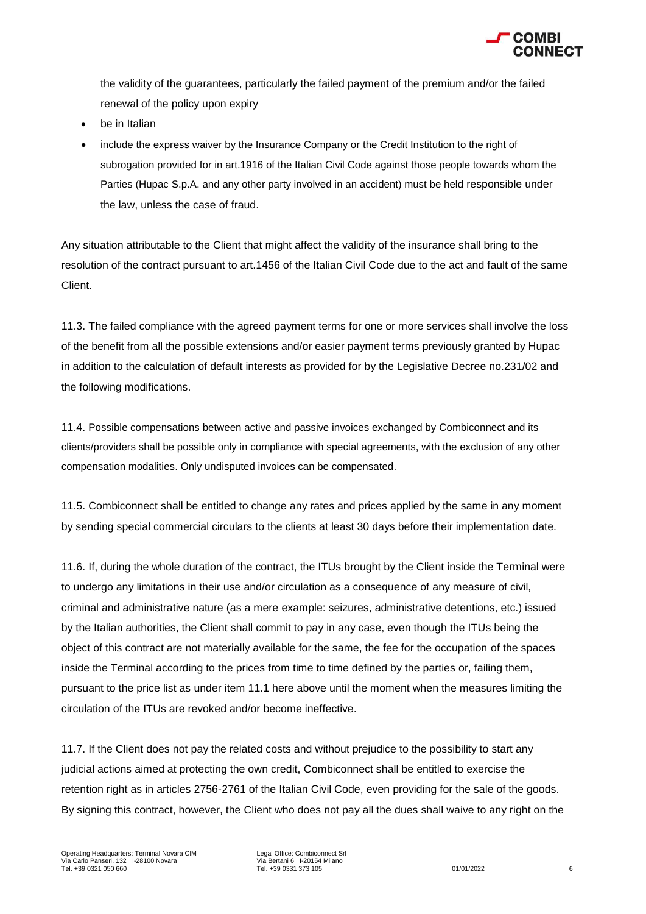the validity of the guarantees, particularly the failed payment of the premium and/or the failed renewal of the policy upon expiry

- be in Italian
- include the express waiver by the Insurance Company or the Credit Institution to the right of subrogation provided for in art.1916 of the Italian Civil Code against those people towards whom the Parties (Hupac S.p.A. and any other party involved in an accident) must be held responsible under the law, unless the case of fraud.

Any situation attributable to the Client that might affect the validity of the insurance shall bring to the resolution of the contract pursuant to art.1456 of the Italian Civil Code due to the act and fault of the same Client.

11.3. The failed compliance with the agreed payment terms for one or more services shall involve the loss of the benefit from all the possible extensions and/or easier payment terms previously granted by Hupac in addition to the calculation of default interests as provided for by the Legislative Decree no.231/02 and the following modifications.

11.4. Possible compensations between active and passive invoices exchanged by Combiconnect and its clients/providers shall be possible only in compliance with special agreements, with the exclusion of any other compensation modalities. Only undisputed invoices can be compensated.

11.5. Combiconnect shall be entitled to change any rates and prices applied by the same in any moment by sending special commercial circulars to the clients at least 30 days before their implementation date.

11.6. If, during the whole duration of the contract, the ITUs brought by the Client inside the Terminal were to undergo any limitations in their use and/or circulation as a consequence of any measure of civil, criminal and administrative nature (as a mere example: seizures, administrative detentions, etc.) issued by the Italian authorities, the Client shall commit to pay in any case, even though the ITUs being the object of this contract are not materially available for the same, the fee for the occupation of the spaces inside the Terminal according to the prices from time to time defined by the parties or, failing them, pursuant to the price list as under item 11.1 here above until the moment when the measures limiting the circulation of the ITUs are revoked and/or become ineffective.

11.7. If the Client does not pay the related costs and without prejudice to the possibility to start any judicial actions aimed at protecting the own credit, Combiconnect shall be entitled to exercise the retention right as in articles 2756-2761 of the Italian Civil Code, even providing for the sale of the goods. By signing this contract, however, the Client who does not pay all the dues shall waive to any right on the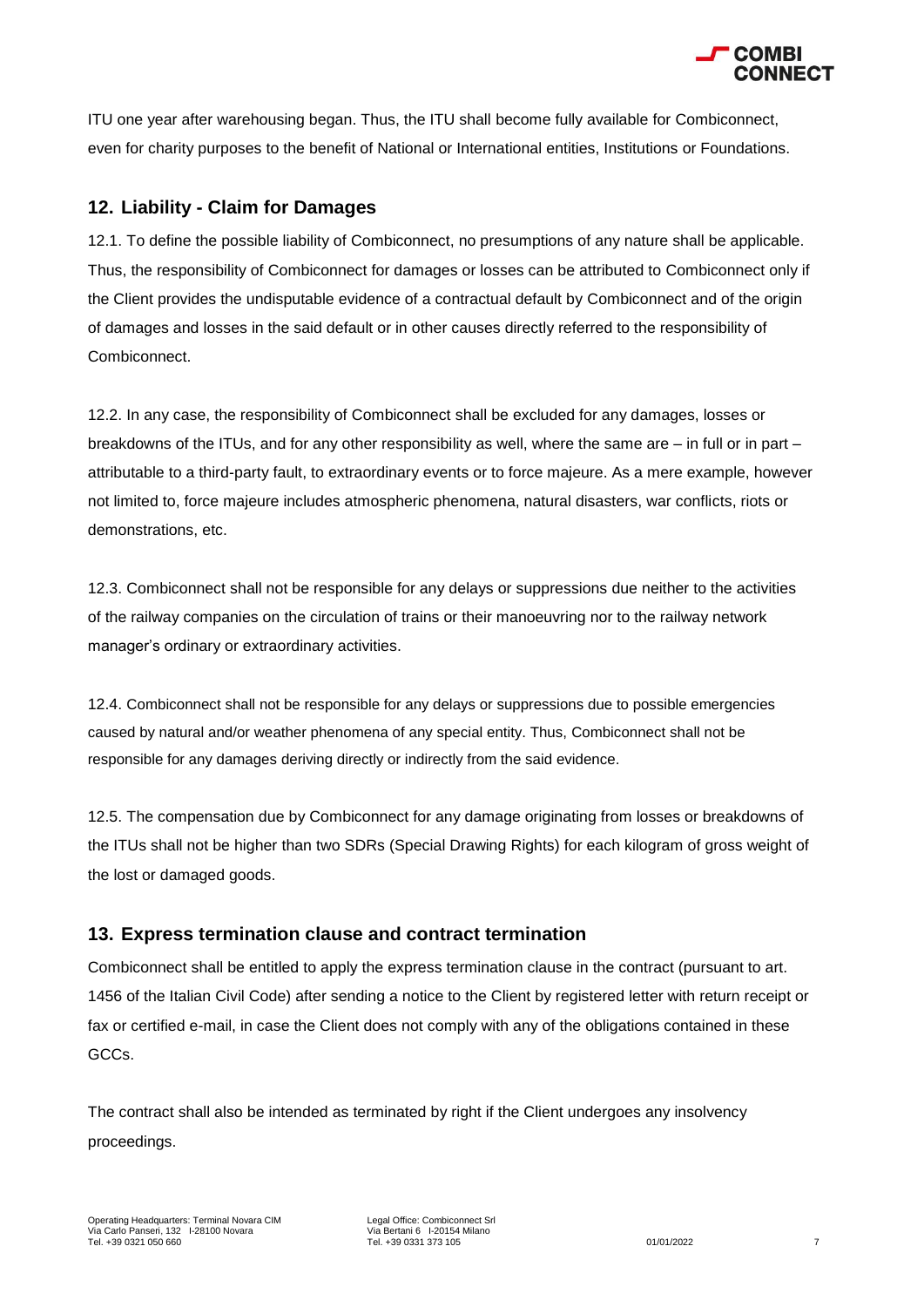ITU one year after warehousing began. Thus, the ITU shall become fully available for Combiconnect, even for charity purposes to the benefit of National or International entities, Institutions or Foundations.

## 12. Liability - Claim for Damages

12.1. To define the possible liability of Combiconnect, no presumptions of any nature shall be applicable. Thus, the responsibility of Combiconnect for damages or losses can be attributed to Combiconnect only if the Client provides the undisputable evidence of a contractual default by Combiconnect and of the origin of damages and losses in the said default or in other causes directly referred to the responsibility of Combiconnect.

12.2. In any case, the responsibility of Combiconnect shall be excluded for any damages, losses or breakdowns of the ITUs, and for any other responsibility as well, where the same are – in full or in part – attributable to a third-party fault, to extraordinary events or to force majeure. As a mere example, however not limited to, force majeure includes atmospheric phenomena, natural disasters, war conflicts, riots or demonstrations, etc.

12.3. Combiconnect shall not be responsible for any delays or suppressions due neither to the activities of the railway companies on the circulation of trains or their manoeuvring nor to the railway network manager's ordinary or extraordinary activities.

12.4. Combiconnect shall not be responsible for any delays or suppressions due to possible emergencies caused by natural and/or weather phenomena of any special entity. Thus, Combiconnect shall not be responsible for any damages deriving directly or indirectly from the said evidence.

12.5. The compensation due by Combiconnect for any damage originating from losses or breakdowns of the ITUs shall not be higher than two SDRs (Special Drawing Rights) for each kilogram of gross weight of the lost or damaged goods.

## 13. Express termination clause and contract termination

Combiconnect shall be entitled to apply the express termination clause in the contract (pursuant to art. 1456 of the Italian Civil Code) after sending a notice to the Client by registered letter with return receipt or fax or certified e-mail, in case the Client does not comply with any of the obligations contained in these GCCs.

The contract shall also be intended as terminated by right if the Client undergoes any insolvency proceedings.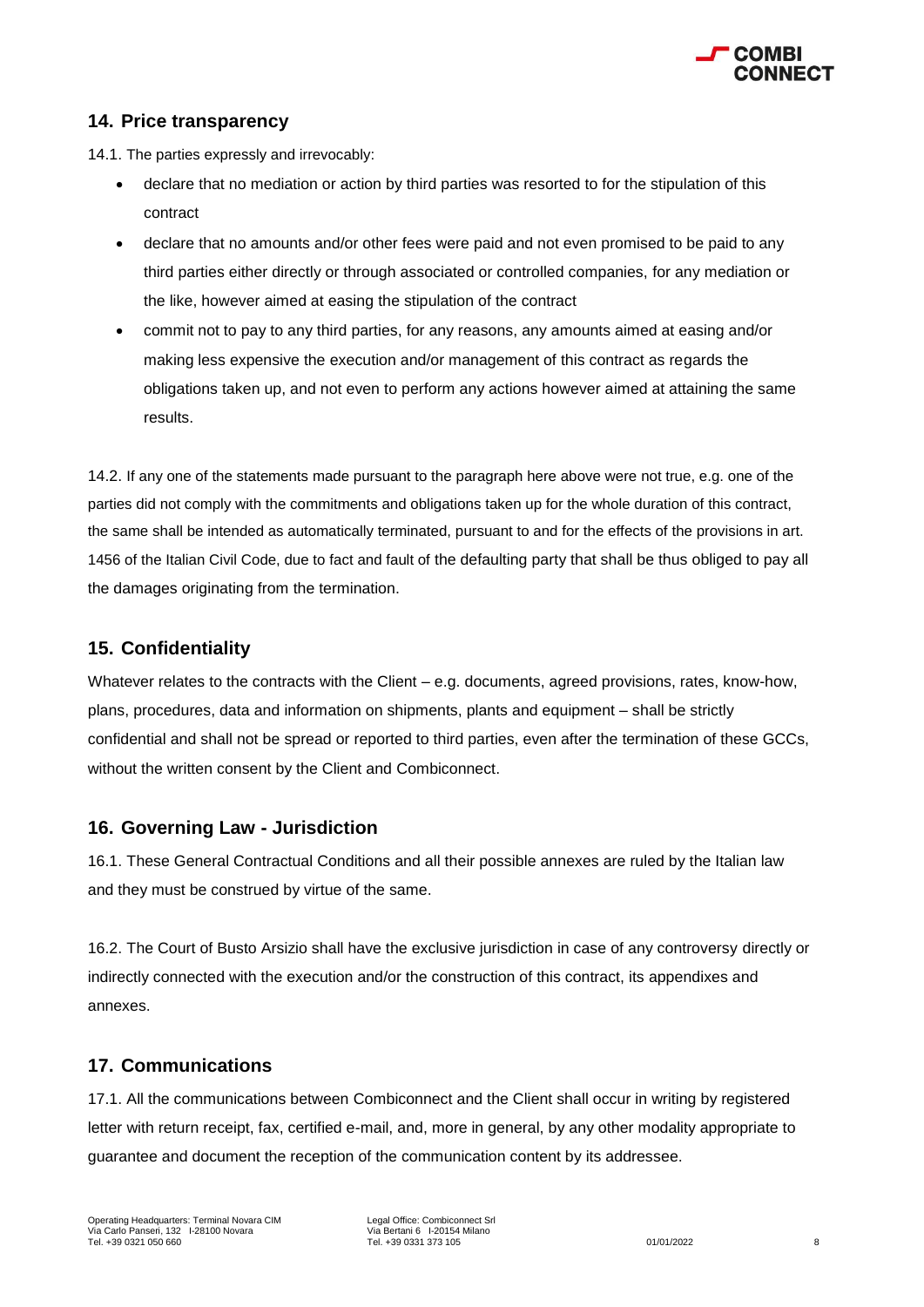## 14. Price transparency

14.1. The parties expressly and irrevocably:

- declare that no mediation or action by third parties was resorted to for the stipulation of this contract
- declare that no amounts and/or other fees were paid and not even promised to be paid to any third parties either directly or through associated or controlled companies, for any mediation or the like, however aimed at easing the stipulation of the contract
- commit not to pay to any third parties, for any reasons, any amounts aimed at easing and/or making less expensive the execution and/or management of this contract as regards the obligations taken up, and not even to perform any actions however aimed at attaining the same results.

14.2. If any one of the statements made pursuant to the paragraph here above were not true, e.g. one of the parties did not comply with the commitments and obligations taken up for the whole duration of this contract, the same shall be intended as automatically terminated, pursuant to and for the effects of the provisions in art. 1456 of the Italian Civil Code, due to fact and fault of the defaulting party that shall be thus obliged to pay all the damages originating from the termination.

## 15. Confidentiality

Whatever relates to the contracts with the Client – e.g. documents, agreed provisions, rates, know-how, plans, procedures, data and information on shipments, plants and equipment – shall be strictly confidential and shall not be spread or reported to third parties, even after the termination of these GCCs, without the written consent by the Client and Combiconnect.

## 16. Governing Law - Jurisdiction

16.1. These General Contractual Conditions and all their possible annexes are ruled by the Italian law and they must be construed by virtue of the same.

16.2. The Court of Busto Arsizio shall have the exclusive jurisdiction in case of any controversy directly or indirectly connected with the execution and/or the construction of this contract, its appendixes and annexes.

## 17. Communications

17.1. All the communications between Combiconnect and the Client shall occur in writing by registered letter with return receipt, fax, certified e-mail, and, more in general, by any other modality appropriate to guarantee and document the reception of the communication content by its addressee.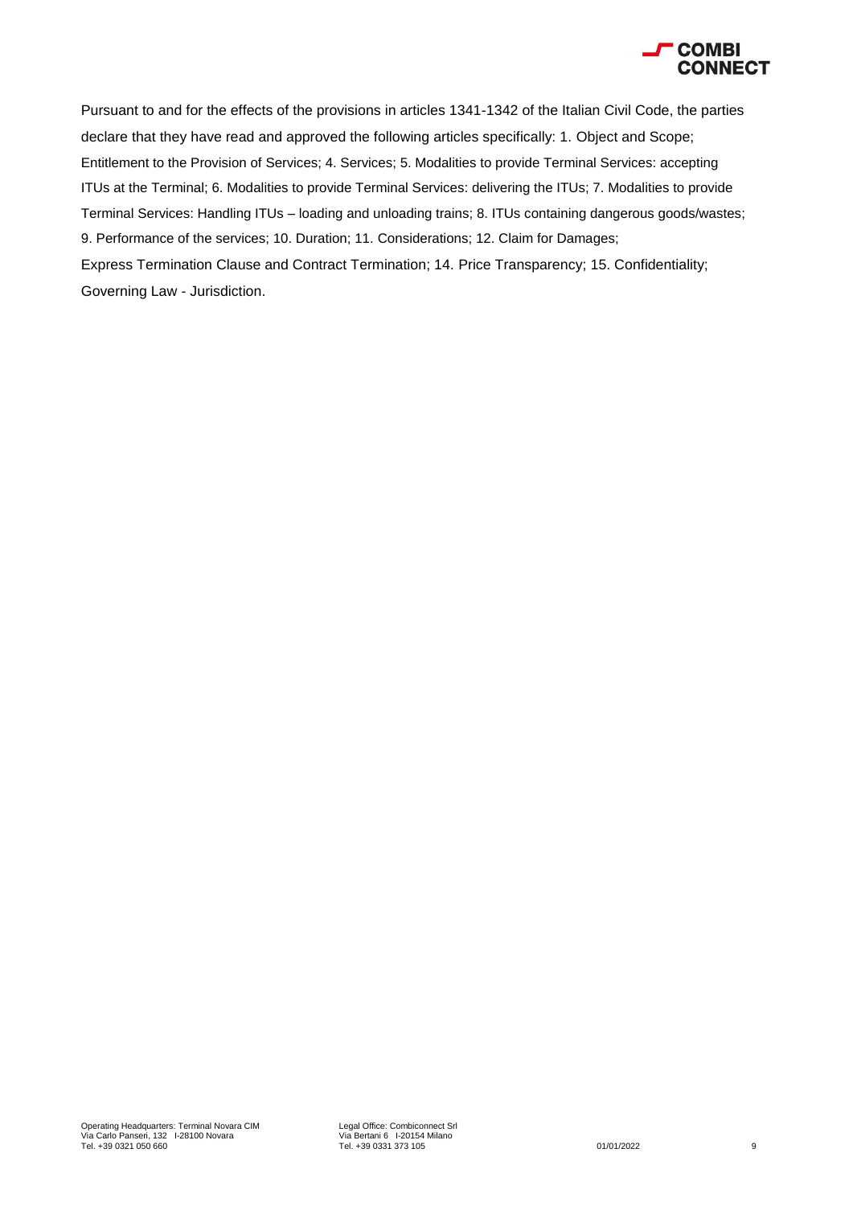Pursuant to and for the effects of the provisions in articles 1341-1342 of the Italian Civil Code, the parties declare that they have read and approved the following articles specifically: 1. Object and Scope; Entitlement to the Provision of Services; 4. Services; 5. Modalities to provide Terminal Services: accepting ITUs at the Terminal; 6. Modalities to provide Terminal Services: delivering the ITUs; 7. Modalities to provide Terminal Services: Handling ITUs – loading and unloading trains; 8. ITUs containing dangerous goods/wastes; 9. Performance of the services; 10. Duration; 11. Considerations; 12. Claim for Damages; Express Termination Clause and Contract Termination; 14. Price Transparency; 15. Confidentiality; Governing Law - Jurisdiction.